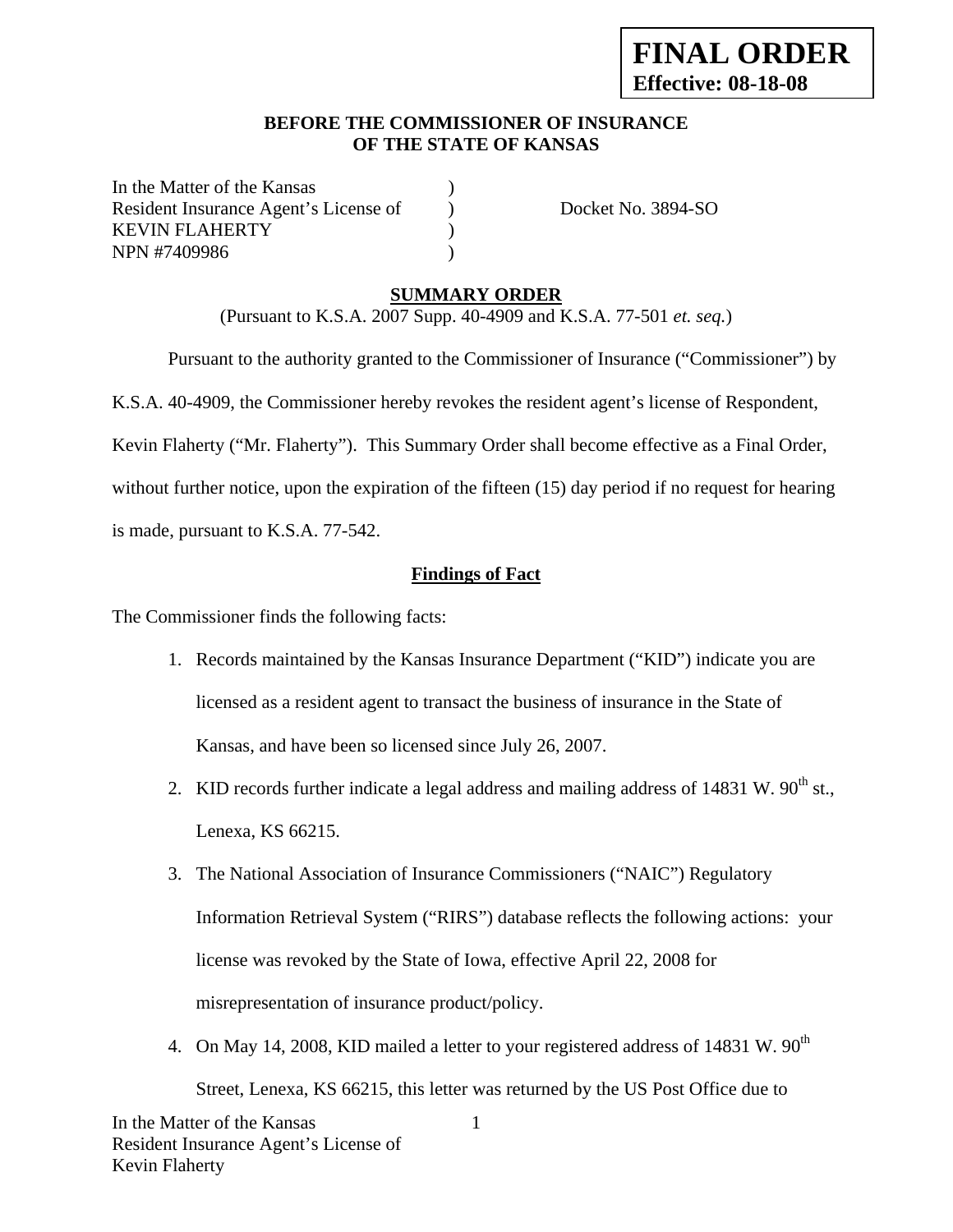**FINAL ORDER**
**Effective: 08-18-08**

**BEFORE THE COMMISSIONER OF INSURANCE**
**OF THE STATE OF KANSAS**

In the Matter of the Kansas )
Resident Insurance Agent's License of ) Docket No. 3894-SO
KEVIN FLAHERTY )
NPN #7409986 )

**SUMMARY ORDER**

(Pursuant to K.S.A. 2007 Supp. 40-4909 and K.S.A. 77-501 *et. seq.*)

Pursuant to the authority granted to the Commissioner of Insurance ("Commissioner") by K.S.A. 40-4909, the Commissioner hereby revokes the resident agent's license of Respondent, Kevin Flaherty ("Mr. Flaherty"). This Summary Order shall become effective as a Final Order, without further notice, upon the expiration of the fifteen (15) day period if no request for hearing is made, pursuant to K.S.A. 77-542.

**Findings of Fact**

The Commissioner finds the following facts:

1. Records maintained by the Kansas Insurance Department ("KID") indicate you are licensed as a resident agent to transact the business of insurance in the State of Kansas, and have been so licensed since July 26, 2007.
2. KID records further indicate a legal address and mailing address of 14831 W. 90th st., Lenexa, KS 66215.
3. The National Association of Insurance Commissioners ("NAIC") Regulatory Information Retrieval System ("RIRS") database reflects the following actions: your license was revoked by the State of Iowa, effective April 22, 2008 for misrepresentation of insurance product/policy.
4. On May 14, 2008, KID mailed a letter to your registered address of 14831 W. 90th Street, Lenexa, KS 66215, this letter was returned by the US Post Office due to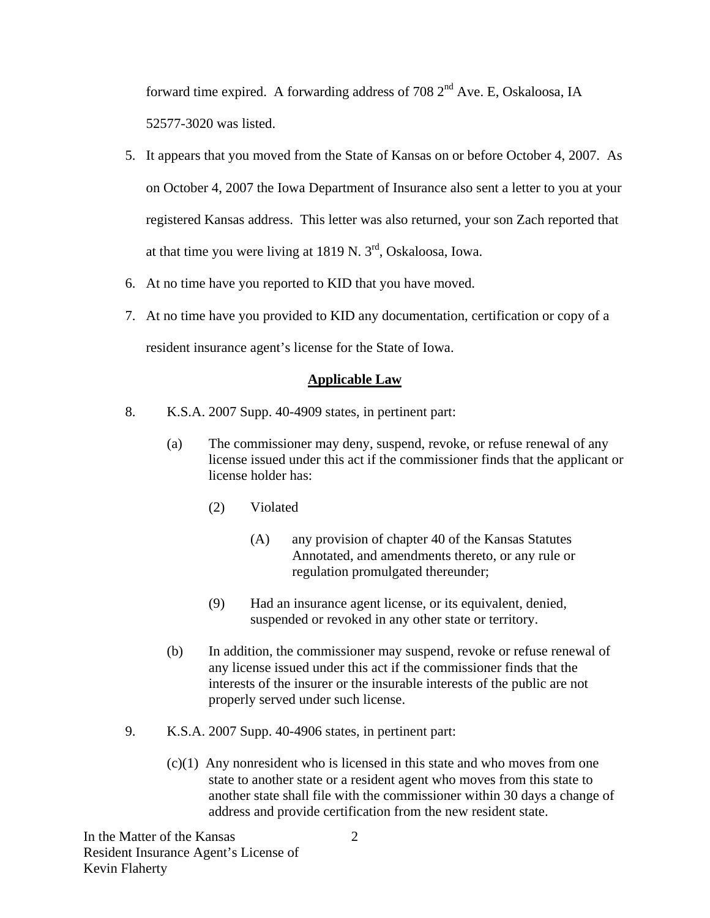forward time expired. A forwarding address of 708 2nd Ave. E, Oskaloosa, IA 52577-3020 was listed.

5. It appears that you moved from the State of Kansas on or before October 4, 2007. As on October 4, 2007 the Iowa Department of Insurance also sent a letter to you at your registered Kansas address. This letter was also returned, your son Zach reported that at that time you were living at 1819 N. 3rd, Oskaloosa, Iowa.
6. At no time have you reported to KID that you have moved.
7. At no time have you provided to KID any documentation, certification or copy of a resident insurance agent's license for the State of Iowa.

## Applicable Law

8. K.S.A. 2007 Supp. 40-4909 states, in pertinent part:

   (a) The commissioner may deny, suspend, revoke, or refuse renewal of any license issued under this act if the commissioner finds that the applicant or license holder has:

      (2) Violated

         (A) any provision of chapter 40 of the Kansas Statutes Annotated, and amendments thereto, or any rule or regulation promulgated thereunder;

      (9) Had an insurance agent license, or its equivalent, denied, suspended or revoked in any other state or territory.

   (b) In addition, the commissioner may suspend, revoke or refuse renewal of any license issued under this act if the commissioner finds that the interests of the insurer or the insurable interests of the public are not properly served under such license.

9. K.S.A. 2007 Supp. 40-4906 states, in pertinent part:

   (c)(1) Any nonresident who is licensed in this state and who moves from one state to another state or a resident agent who moves from this state to another state shall file with the commissioner within 30 days a change of address and provide certification from the new resident state.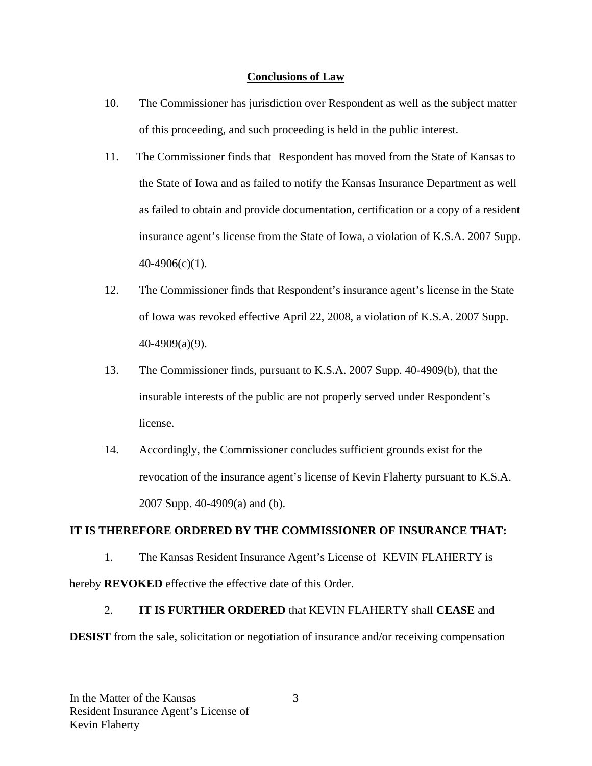## Conclusions of Law

10. The Commissioner has jurisdiction over Respondent as well as the subject matter of this proceeding, and such proceeding is held in the public interest.

11. The Commissioner finds that Respondent has moved from the State of Kansas to the State of Iowa and as failed to notify the Kansas Insurance Department as well as failed to obtain and provide documentation, certification or a copy of a resident insurance agent's license from the State of Iowa, a violation of K.S.A. 2007 Supp. 40-4906(c)(1).

12. The Commissioner finds that Respondent's insurance agent's license in the State of Iowa was revoked effective April 22, 2008, a violation of K.S.A. 2007 Supp. 40-4909(a)(9).

13. The Commissioner finds, pursuant to K.S.A. 2007 Supp. 40-4909(b), that the insurable interests of the public are not properly served under Respondent's license.

14. Accordingly, the Commissioner concludes sufficient grounds exist for the revocation of the insurance agent's license of Kevin Flaherty pursuant to K.S.A. 2007 Supp. 40-4909(a) and (b).

**IT IS THEREFORE ORDERED BY THE COMMISSIONER OF INSURANCE THAT:**

1. The Kansas Resident Insurance Agent's License of KEVIN FLAHERTY is hereby **REVOKED** effective the effective date of this Order.

2. **IT IS FURTHER ORDERED** that KEVIN FLAHERTY shall **CEASE** and **DESIST** from the sale, solicitation or negotiation of insurance and/or receiving compensation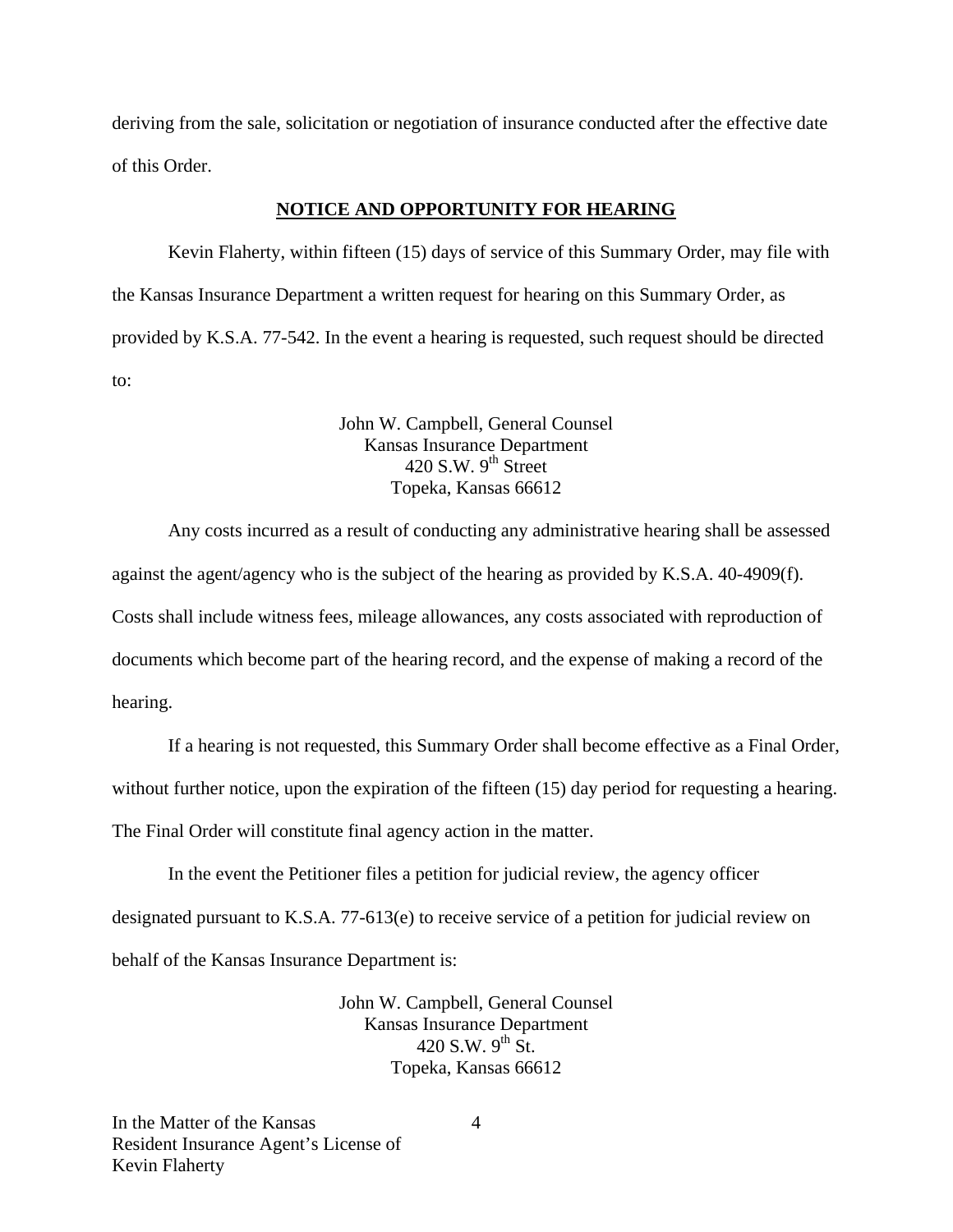deriving from the sale, solicitation or negotiation of insurance conducted after the effective date of this Order.

## NOTICE AND OPPORTUNITY FOR HEARING

Kevin Flaherty, within fifteen (15) days of service of this Summary Order, may file with the Kansas Insurance Department a written request for hearing on this Summary Order, as provided by K.S.A. 77-542. In the event a hearing is requested, such request should be directed to:

John W. Campbell, General Counsel
Kansas Insurance Department
420 S.W. 9th Street
Topeka, Kansas 66612

Any costs incurred as a result of conducting any administrative hearing shall be assessed against the agent/agency who is the subject of the hearing as provided by K.S.A. 40-4909(f). Costs shall include witness fees, mileage allowances, any costs associated with reproduction of documents which become part of the hearing record, and the expense of making a record of the hearing.

If a hearing is not requested, this Summary Order shall become effective as a Final Order, without further notice, upon the expiration of the fifteen (15) day period for requesting a hearing. The Final Order will constitute final agency action in the matter.

In the event the Petitioner files a petition for judicial review, the agency officer designated pursuant to K.S.A. 77-613(e) to receive service of a petition for judicial review on behalf of the Kansas Insurance Department is:

John W. Campbell, General Counsel
Kansas Insurance Department
420 S.W. 9th St.
Topeka, Kansas 66612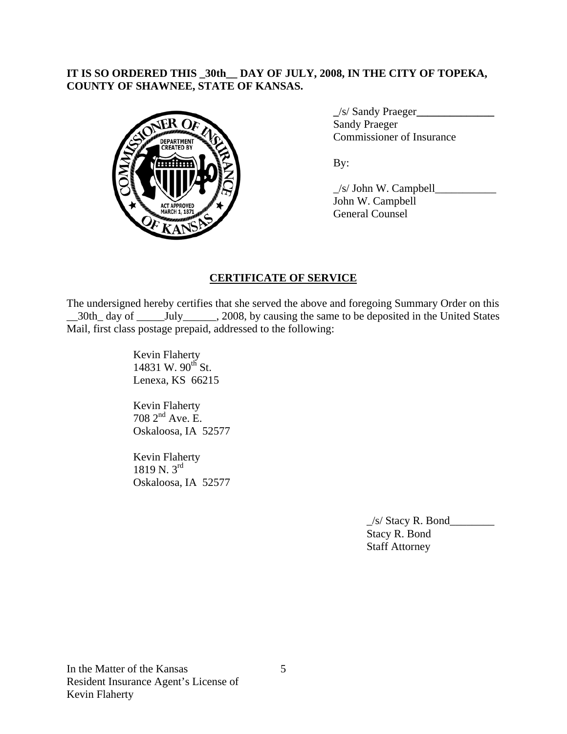**IT IS SO ORDERED THIS _30th__ DAY OF JULY, 2008, IN THE CITY OF TOPEKA, COUNTY OF SHAWNEE, STATE OF KANSAS.**

_/s/ Sandy Praeger_______________
Sandy Praeger
Commissioner of Insurance

By:

_/s/ John W. Campbell___________
John W. Campbell
General Counsel

## CERTIFICATE OF SERVICE

The undersigned hereby certifies that she served the above and foregoing Summary Order on this __30th_ day of _____July______, 2008, by causing the same to be deposited in the United States Mail, first class postage prepaid, addressed to the following:

Kevin Flaherty
14831 W. 90th St.
Lenexa, KS 66215

Kevin Flaherty
708 2nd Ave. E.
Oskaloosa, IA 52577

Kevin Flaherty
1819 N. 3rd
Oskaloosa, IA 52577

_/s/ Stacy R. Bond________
Stacy R. Bond
Staff Attorney

In the Matter of the Kansas
Resident Insurance Agent's License of
Kevin Flaherty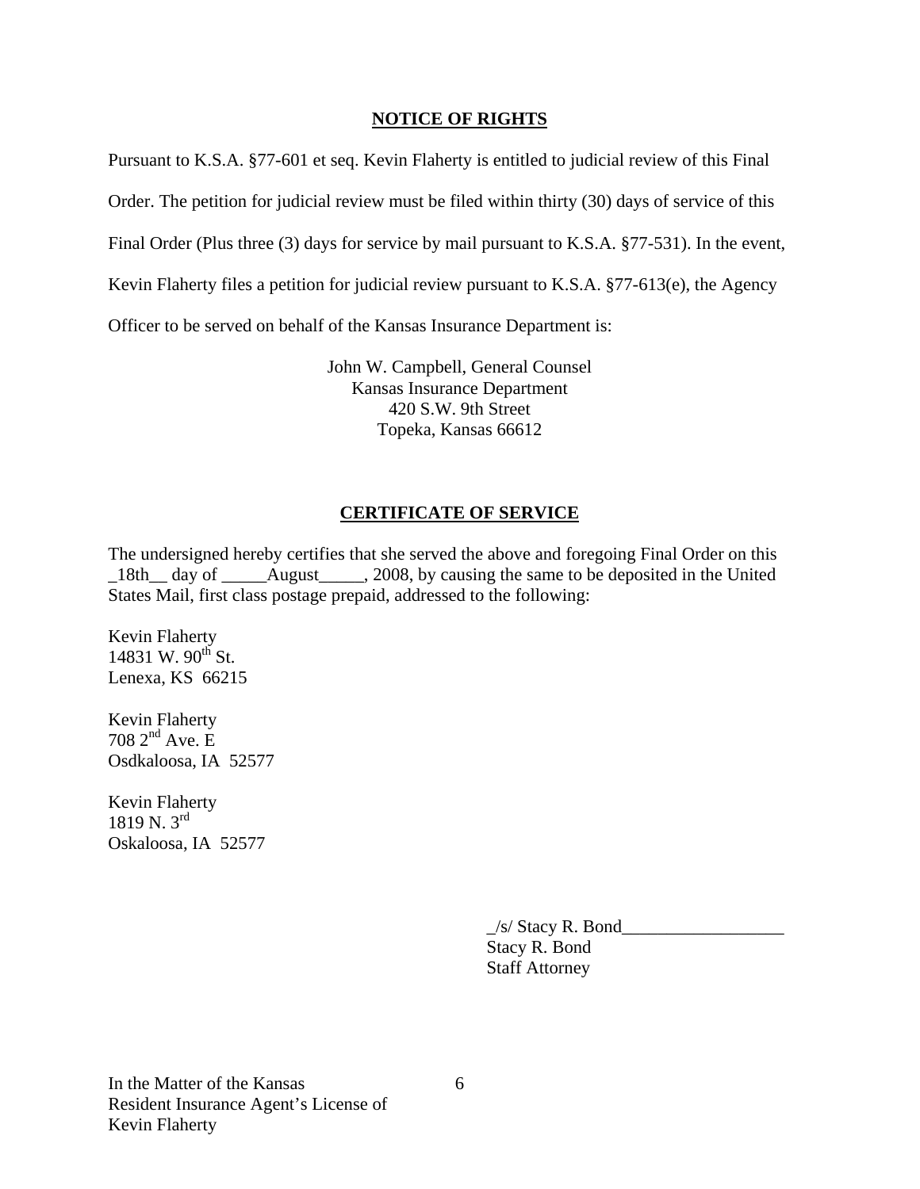## NOTICE OF RIGHTS

Pursuant to K.S.A. §77-601 et seq. Kevin Flaherty is entitled to judicial review of this Final Order. The petition for judicial review must be filed within thirty (30) days of service of this Final Order (Plus three (3) days for service by mail pursuant to K.S.A. §77-531). In the event, Kevin Flaherty files a petition for judicial review pursuant to K.S.A. §77-613(e), the Agency Officer to be served on behalf of the Kansas Insurance Department is:

John W. Campbell, General Counsel
Kansas Insurance Department
420 S.W. 9th Street
Topeka, Kansas 66612

## CERTIFICATE OF SERVICE

The undersigned hereby certifies that she served the above and foregoing Final Order on this _18th__ day of _____August_____, 2008, by causing the same to be deposited in the United States Mail, first class postage prepaid, addressed to the following:

Kevin Flaherty
14831 W. 90th St.
Lenexa, KS 66215

Kevin Flaherty
708 2nd Ave. E
Osdkaloosa, IA 52577

Kevin Flaherty
1819 N. 3rd
Oskaloosa, IA 52577

_/s/ Stacy R. Bond__________________
Stacy R. Bond
Staff Attorney

In the Matter of the Kansas
Resident Insurance Agent's License of
Kevin Flaherty